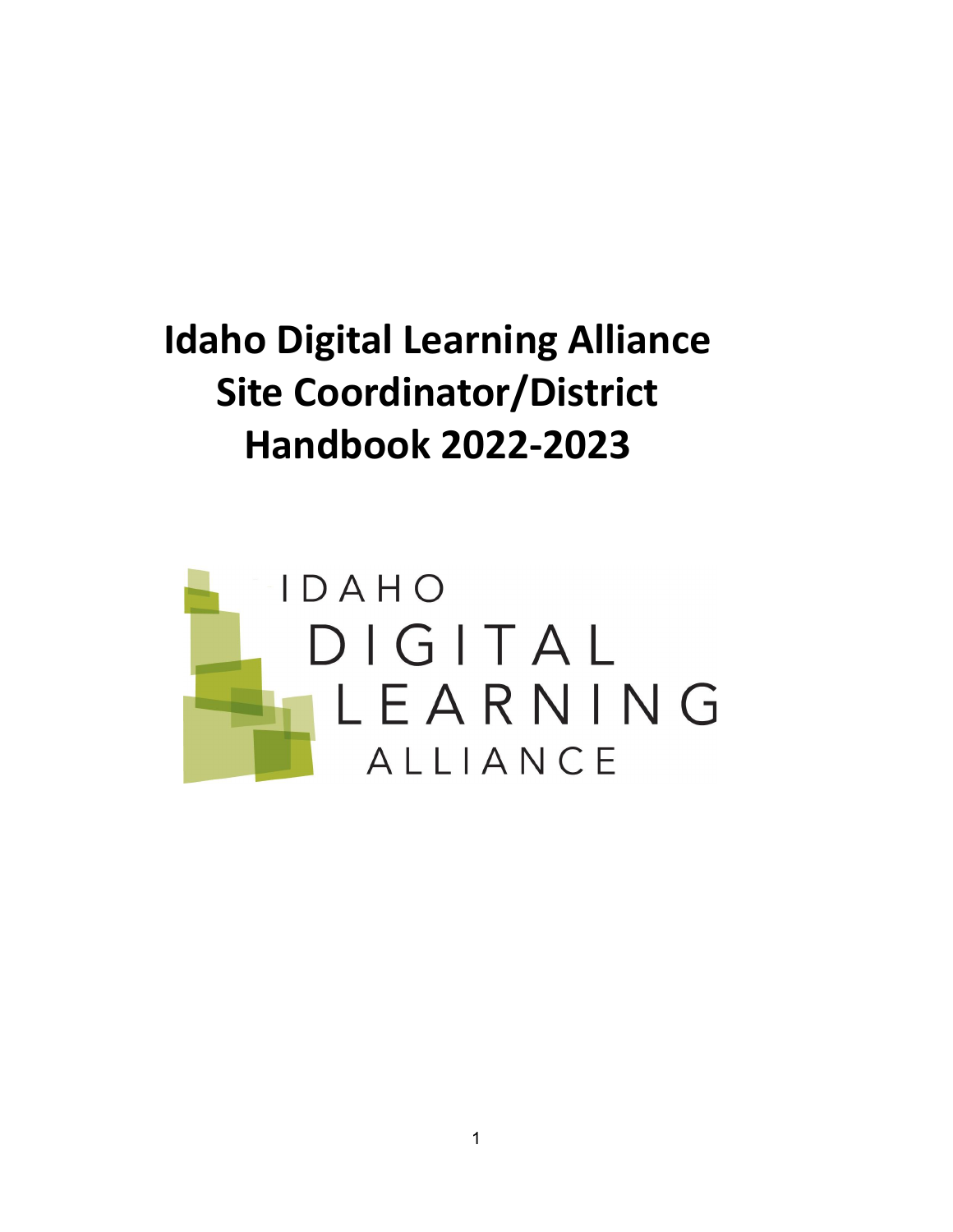# Idaho Digital Learning Alliance Site Coordinator/District Handbook 2022-2023

IDAHO DIGITAL LEARNING ALLIANCE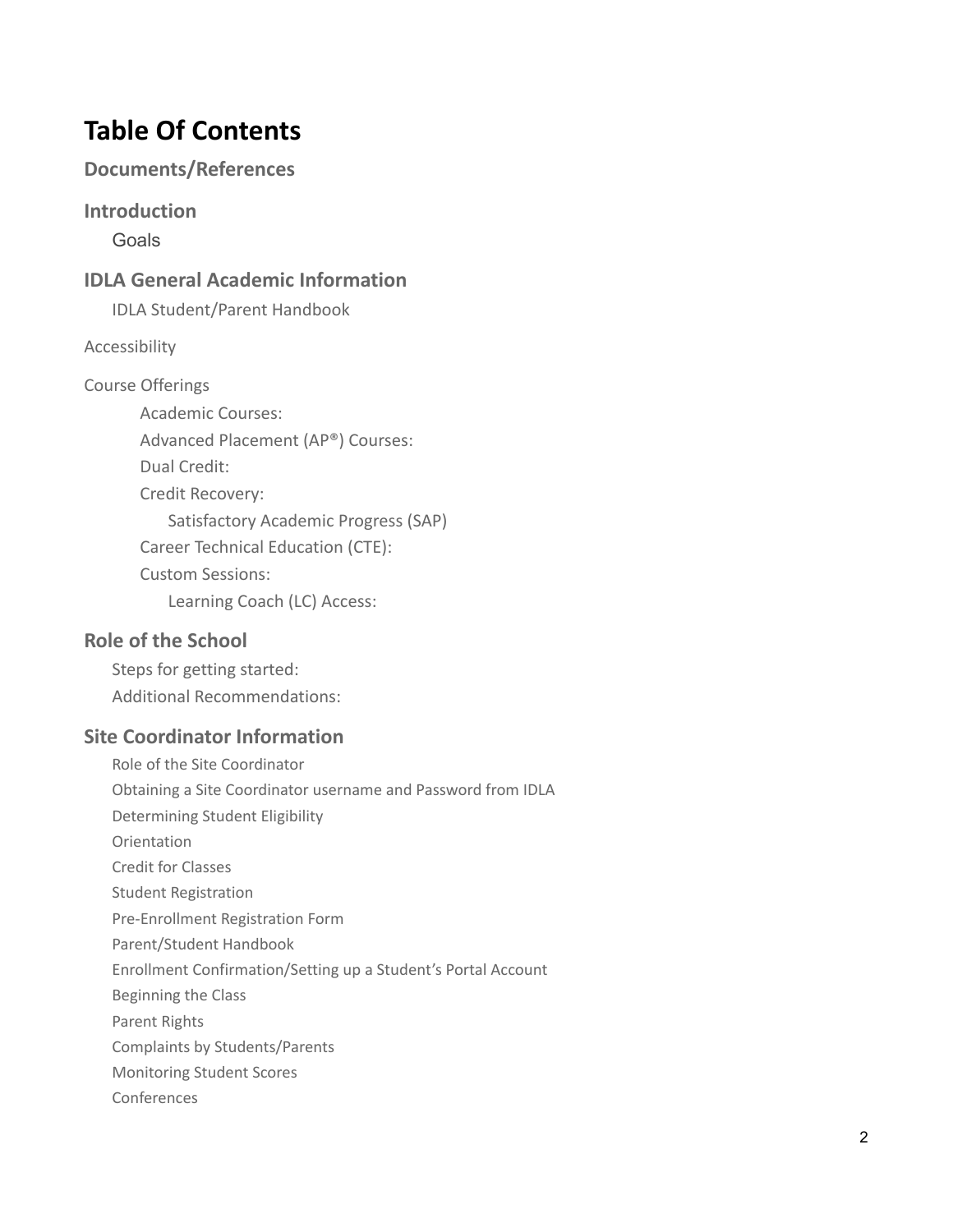# Table Of Contents

## Documents/References

## Introduction

- Goals

## IDLA General Academic Information

- IDLA Student/Parent Handbook

Accessibility

Course Offerings

- Academic Courses:
- Advanced Placement (AP®) Courses:
- Dual Credit:
- Credit Recovery:
  - Satisfactory Academic Progress (SAP)
- Career Technical Education (CTE):
- Custom Sessions:
  - Learning Coach (LC) Access:

## Role of the School

- Steps for getting started:
- Additional Recommendations:

## Site Coordinator Information

- Role of the Site Coordinator
- Obtaining a Site Coordinator username and Password from IDLA
- Determining Student Eligibility
- Orientation
- Credit for Classes
- Student Registration
- Pre-Enrollment Registration Form
- Parent/Student Handbook
- Enrollment Confirmation/Setting up a Student's Portal Account
- Beginning the Class
- Parent Rights
- Complaints by Students/Parents
- Monitoring Student Scores
- Conferences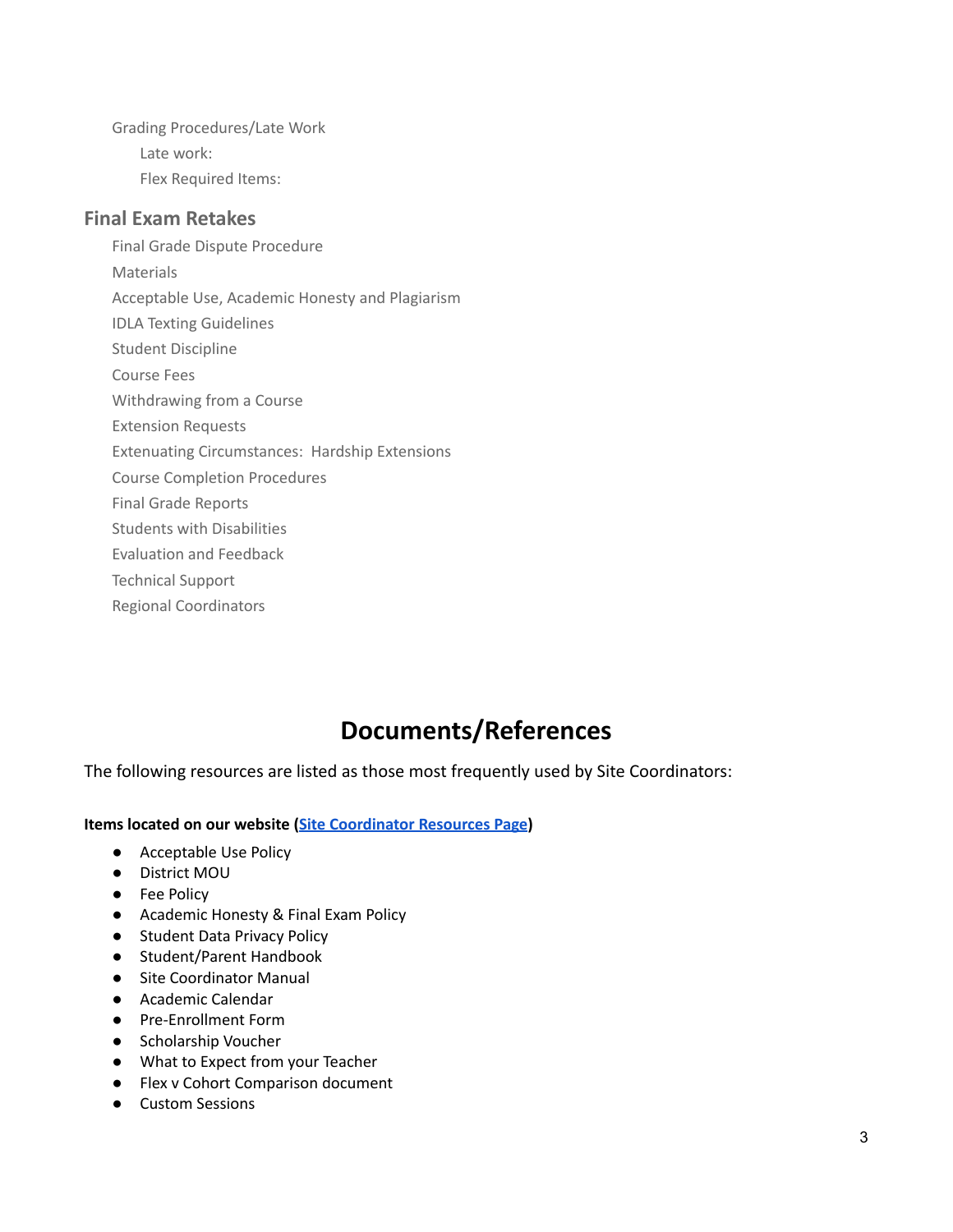- Grading Procedures/Late Work
  - Late work:
  - Flex Required Items:

**Final Exam Retakes**

- Final Grade Dispute Procedure
- Materials
- Acceptable Use, Academic Honesty and Plagiarism
- IDLA Texting Guidelines
- Student Discipline
- Course Fees
- Withdrawing from a Course
- Extension Requests
- Extenuating Circumstances:  Hardship Extensions
- Course Completion Procedures
- Final Grade Reports
- Students with Disabilities
- Evaluation and Feedback
- Technical Support
- Regional Coordinators

# Documents/References

The following resources are listed as those most frequently used by Site Coordinators:

**Items located on our website (Site Coordinator Resources Page)**

- Acceptable Use Policy
- District MOU
- Fee Policy
- Academic Honesty & Final Exam Policy
- Student Data Privacy Policy
- Student/Parent Handbook
- Site Coordinator Manual
- Academic Calendar
- Pre-Enrollment Form
- Scholarship Voucher
- What to Expect from your Teacher
- Flex v Cohort Comparison document
- Custom Sessions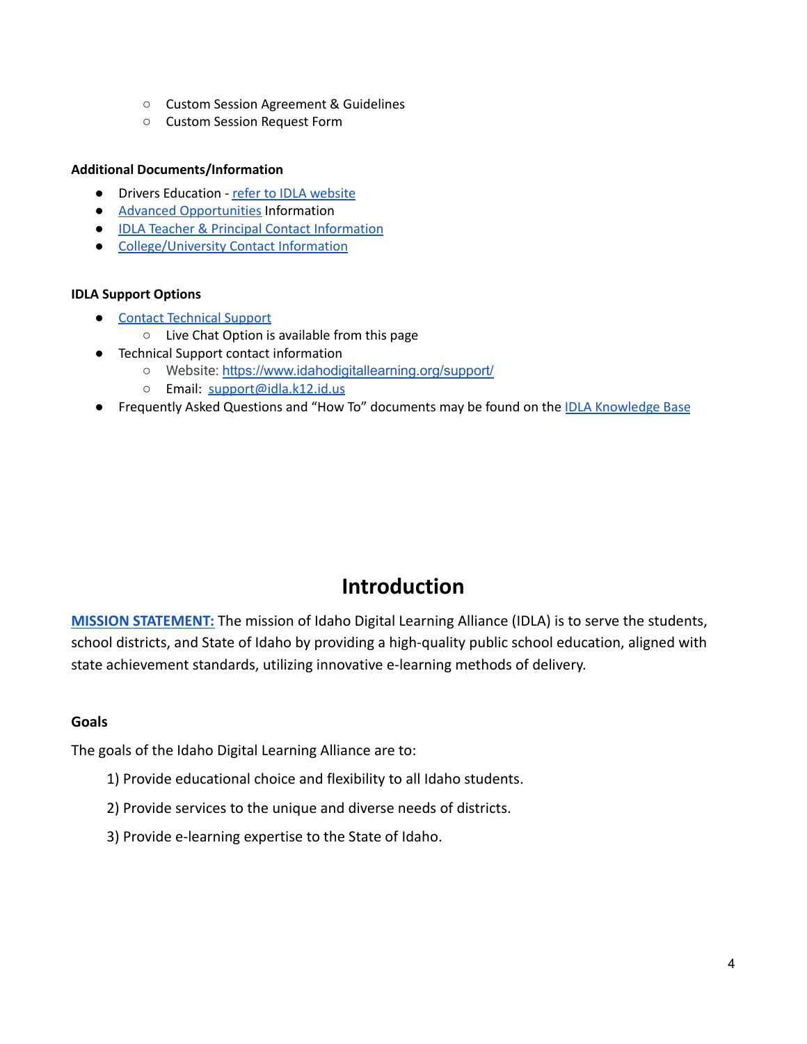- Custom Session Agreement & Guidelines
  - Custom Session Request Form

**Additional Documents/Information**

- Drivers Education - refer to IDLA website
- Advanced Opportunities Information
- IDLA Teacher & Principal Contact Information
- College/University Contact Information

**IDLA Support Options**

- Contact Technical Support
  - Live Chat Option is available from this page
- Technical Support contact information
  - Website: https://www.idahodigitallearning.org/support/
  - Email: support@idla.k12.id.us
- Frequently Asked Questions and "How To" documents may be found on the IDLA Knowledge Base

# Introduction

**MISSION STATEMENT:** The mission of Idaho Digital Learning Alliance (IDLA) is to serve the students, school districts, and State of Idaho by providing a high-quality public school education, aligned with state achievement standards, utilizing innovative e-learning methods of delivery.

**Goals**

The goals of the Idaho Digital Learning Alliance are to:

1) Provide educational choice and flexibility to all Idaho students.

2) Provide services to the unique and diverse needs of districts.

3) Provide e-learning expertise to the State of Idaho.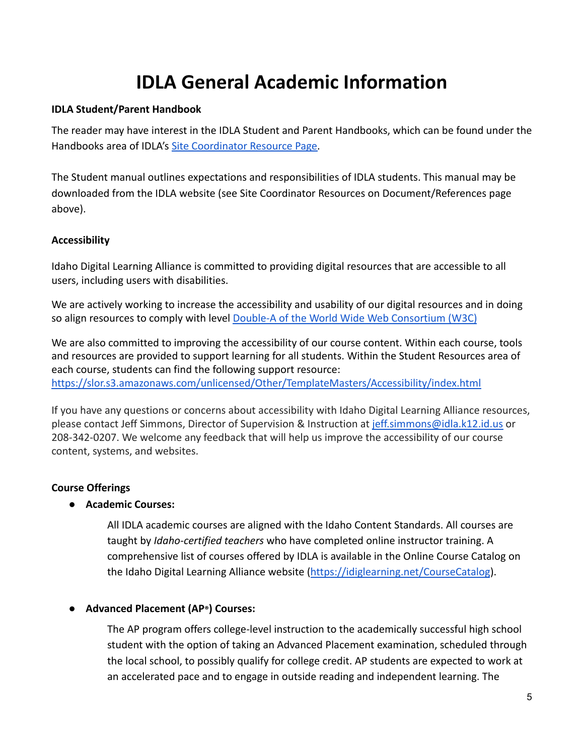# IDLA General Academic Information

**IDLA Student/Parent Handbook**

The reader may have interest in the IDLA Student and Parent Handbooks, which can be found under the Handbooks area of IDLA's [Site Coordinator Resource Page](#).

The Student manual outlines expectations and responsibilities of IDLA students. This manual may be downloaded from the IDLA website (see Site Coordinator Resources on Document/References page above).

**Accessibility**

Idaho Digital Learning Alliance is committed to providing digital resources that are accessible to all users, including users with disabilities.

We are actively working to increase the accessibility and usability of our digital resources and in doing so align resources to comply with level [Double-A of the World Wide Web Consortium (W3C)](#)

We are also committed to improving the accessibility of our course content. Within each course, tools and resources are provided to support learning for all students. Within the Student Resources area of each course, students can find the following support resource: https://slor.s3.amazonaws.com/unlicensed/Other/TemplateMasters/Accessibility/index.html

If you have any questions or concerns about accessibility with Idaho Digital Learning Alliance resources, please contact Jeff Simmons, Director of Supervision & Instruction at jeff.simmons@idla.k12.id.us or 208-342-0207. We welcome any feedback that will help us improve the accessibility of our course content, systems, and websites.

**Course Offerings**

- **Academic Courses:**

  All IDLA academic courses are aligned with the Idaho Content Standards. All courses are taught by *Idaho-certified teachers* who have completed online instructor training. A comprehensive list of courses offered by IDLA is available in the Online Course Catalog on the Idaho Digital Learning Alliance website (https://idiglearning.net/CourseCatalog).

- **Advanced Placement (AP®) Courses:**

  The AP program offers college-level instruction to the academically successful high school student with the option of taking an Advanced Placement examination, scheduled through the local school, to possibly qualify for college credit. AP students are expected to work at an accelerated pace and to engage in outside reading and independent learning. The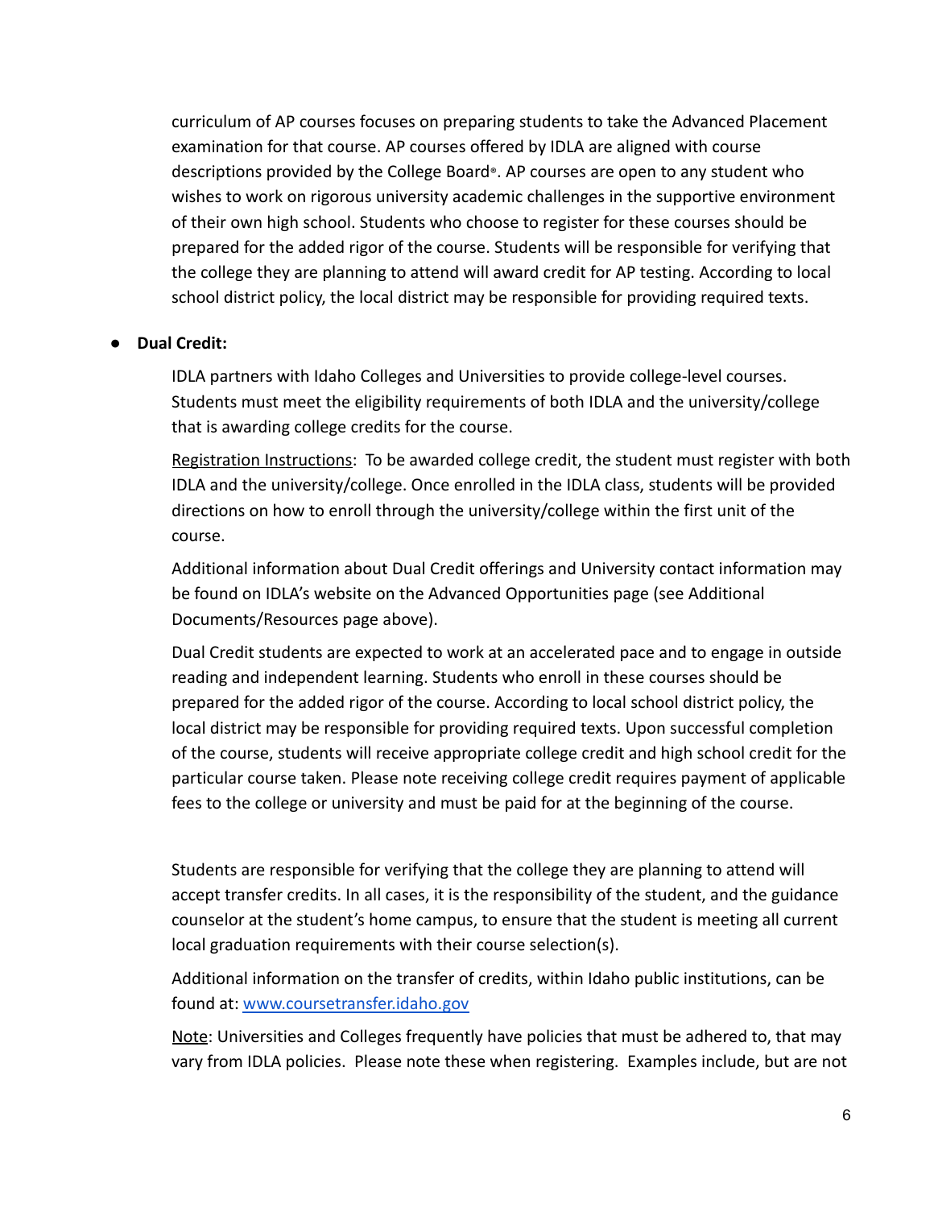curriculum of AP courses focuses on preparing students to take the Advanced Placement examination for that course. AP courses offered by IDLA are aligned with course descriptions provided by the College Board®. AP courses are open to any student who wishes to work on rigorous university academic challenges in the supportive environment of their own high school. Students who choose to register for these courses should be prepared for the added rigor of the course. Students will be responsible for verifying that the college they are planning to attend will award credit for AP testing. According to local school district policy, the local district may be responsible for providing required texts.

- **Dual Credit:**

  IDLA partners with Idaho Colleges and Universities to provide college-level courses. Students must meet the eligibility requirements of both IDLA and the university/college that is awarding college credits for the course.

  Registration Instructions: To be awarded college credit, the student must register with both IDLA and the university/college. Once enrolled in the IDLA class, students will be provided directions on how to enroll through the university/college within the first unit of the course.

  Additional information about Dual Credit offerings and University contact information may be found on IDLA's website on the Advanced Opportunities page (see Additional Documents/Resources page above).

  Dual Credit students are expected to work at an accelerated pace and to engage in outside reading and independent learning. Students who enroll in these courses should be prepared for the added rigor of the course. According to local school district policy, the local district may be responsible for providing required texts. Upon successful completion of the course, students will receive appropriate college credit and high school credit for the particular course taken. Please note receiving college credit requires payment of applicable fees to the college or university and must be paid for at the beginning of the course.

  Students are responsible for verifying that the college they are planning to attend will accept transfer credits. In all cases, it is the responsibility of the student, and the guidance counselor at the student's home campus, to ensure that the student is meeting all current local graduation requirements with their course selection(s).

  Additional information on the transfer of credits, within Idaho public institutions, can be found at: www.coursetransfer.idaho.gov

  Note: Universities and Colleges frequently have policies that must be adhered to, that may vary from IDLA policies. Please note these when registering. Examples include, but are not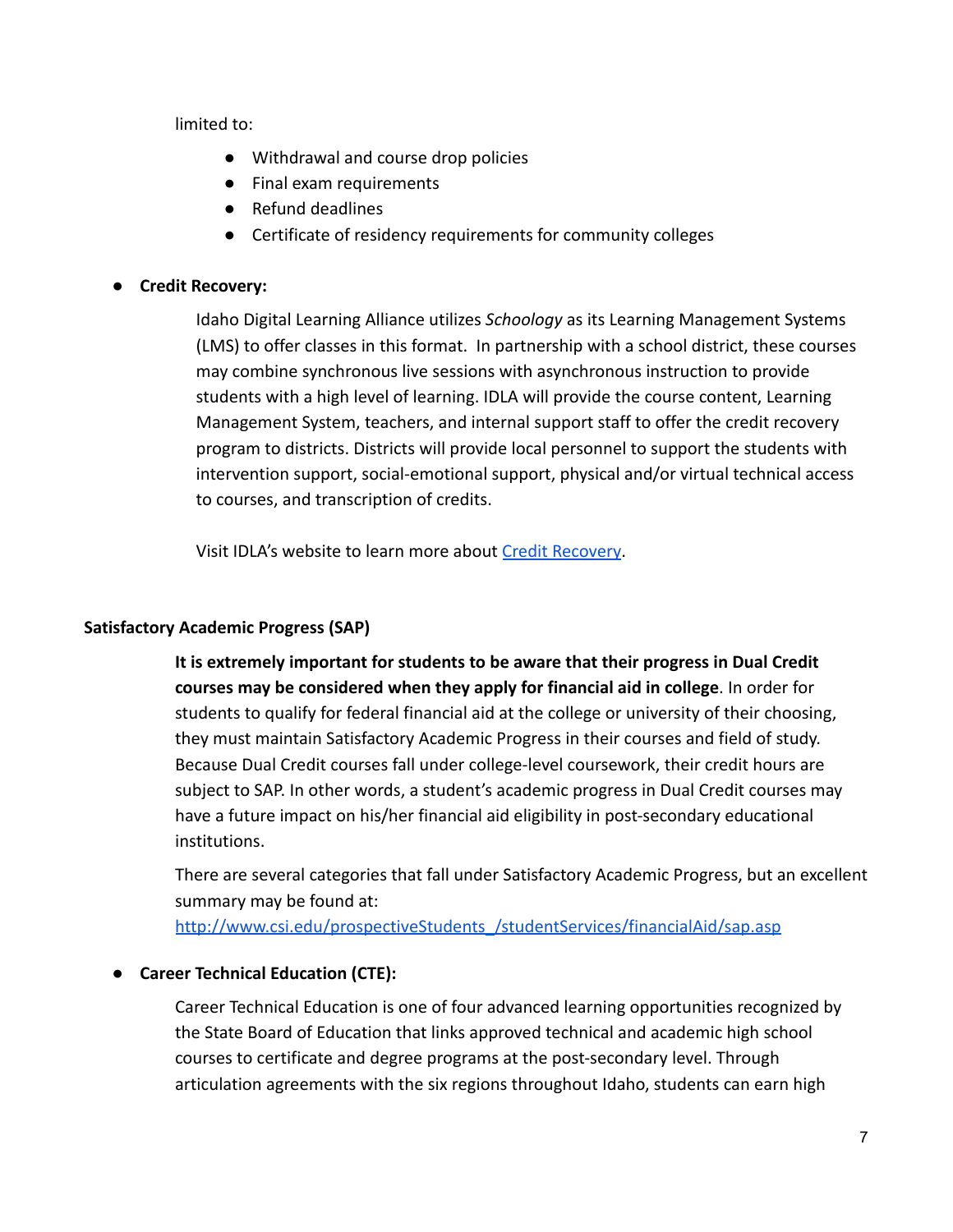limited to:

- Withdrawal and course drop policies
- Final exam requirements
- Refund deadlines
- Certificate of residency requirements for community colleges

- **Credit Recovery:**

  Idaho Digital Learning Alliance utilizes *Schoology* as its Learning Management Systems (LMS) to offer classes in this format. In partnership with a school district, these courses may combine synchronous live sessions with asynchronous instruction to provide students with a high level of learning. IDLA will provide the course content, Learning Management System, teachers, and internal support staff to offer the credit recovery program to districts. Districts will provide local personnel to support the students with intervention support, social-emotional support, physical and/or virtual technical access to courses, and transcription of credits.

  Visit IDLA's website to learn more about Credit Recovery.

### Satisfactory Academic Progress (SAP)

**It is extremely important for students to be aware that their progress in Dual Credit courses may be considered when they apply for financial aid in college**. In order for students to qualify for federal financial aid at the college or university of their choosing, they must maintain Satisfactory Academic Progress in their courses and field of study. Because Dual Credit courses fall under college-level coursework, their credit hours are subject to SAP. In other words, a student's academic progress in Dual Credit courses may have a future impact on his/her financial aid eligibility in post-secondary educational institutions.

There are several categories that fall under Satisfactory Academic Progress, but an excellent summary may be found at:
http://www.csi.edu/prospectiveStudents_/studentServices/financialAid/sap.asp

- **Career Technical Education (CTE):**

  Career Technical Education is one of four advanced learning opportunities recognized by the State Board of Education that links approved technical and academic high school courses to certificate and degree programs at the post-secondary level. Through articulation agreements with the six regions throughout Idaho, students can earn high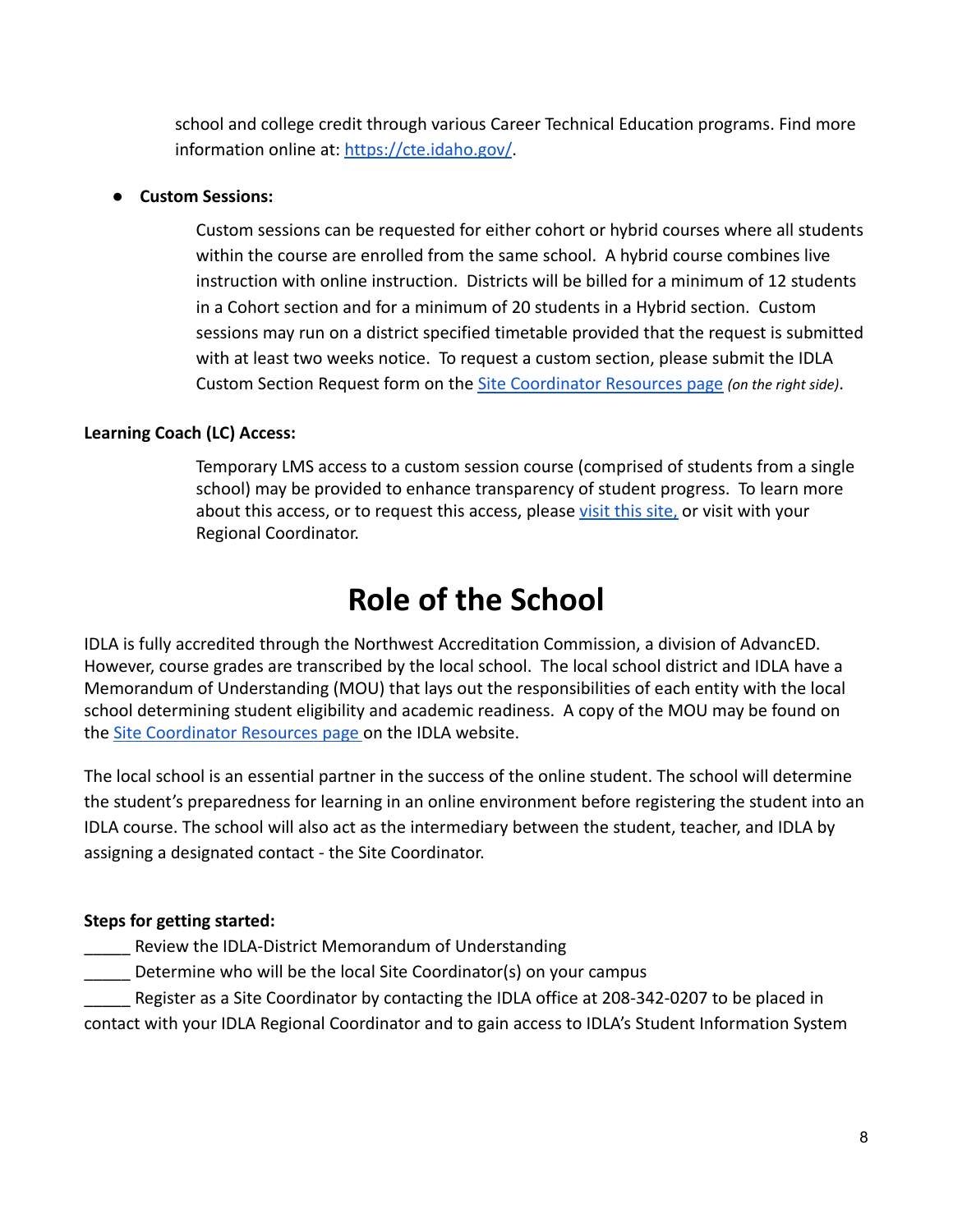school and college credit through various Career Technical Education programs. Find more information online at: [https://cte.idaho.gov/](https://cte.idaho.gov/).

- **Custom Sessions:**

  Custom sessions can be requested for either cohort or hybrid courses where all students within the course are enrolled from the same school. A hybrid course combines live instruction with online instruction. Districts will be billed for a minimum of 12 students in a Cohort section and for a minimum of 20 students in a Hybrid section. Custom sessions may run on a district specified timetable provided that the request is submitted with at least two weeks notice. To request a custom section, please submit the IDLA Custom Section Request form on the Site Coordinator Resources page *(on the right side)*.

**Learning Coach (LC) Access:**

Temporary LMS access to a custom session course (comprised of students from a single school) may be provided to enhance transparency of student progress. To learn more about this access, or to request this access, please visit this site, or visit with your Regional Coordinator.

# Role of the School

IDLA is fully accredited through the Northwest Accreditation Commission, a division of AdvancED. However, course grades are transcribed by the local school. The local school district and IDLA have a Memorandum of Understanding (MOU) that lays out the responsibilities of each entity with the local school determining student eligibility and academic readiness. A copy of the MOU may be found on the Site Coordinator Resources page on the IDLA website.

The local school is an essential partner in the success of the online student. The school will determine the student's preparedness for learning in an online environment before registering the student into an IDLA course. The school will also act as the intermediary between the student, teacher, and IDLA by assigning a designated contact - the Site Coordinator.

**Steps for getting started:**

_____ Review the IDLA-District Memorandum of Understanding

_____ Determine who will be the local Site Coordinator(s) on your campus

_____ Register as a Site Coordinator by contacting the IDLA office at 208-342-0207 to be placed in contact with your IDLA Regional Coordinator and to gain access to IDLA's Student Information System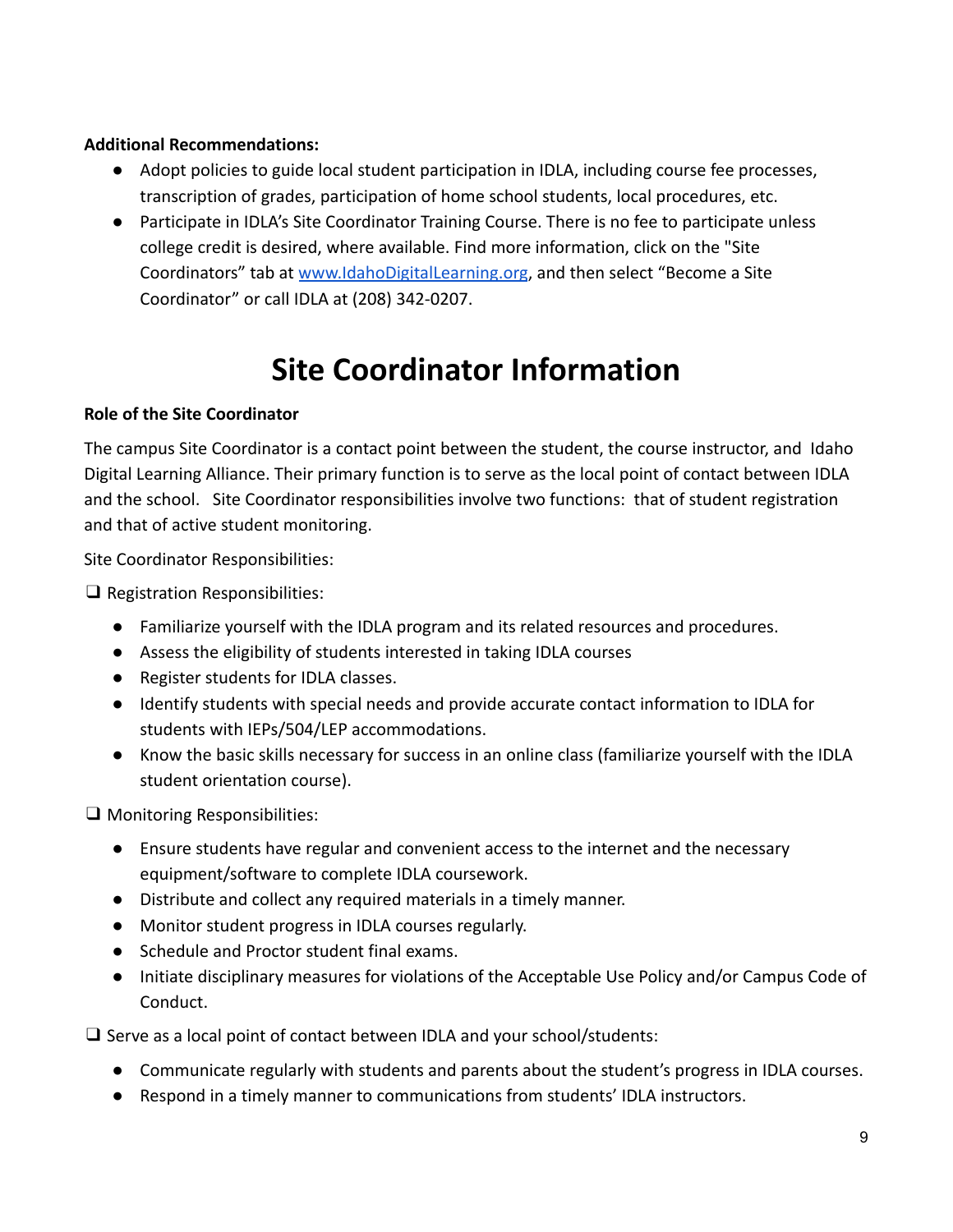**Additional Recommendations:**

- Adopt policies to guide local student participation in IDLA, including course fee processes, transcription of grades, participation of home school students, local procedures, etc.
- Participate in IDLA's Site Coordinator Training Course. There is no fee to participate unless college credit is desired, where available. Find more information, click on the "Site Coordinators" tab at [www.IdahoDigitalLearning.org](http://www.IdahoDigitalLearning.org), and then select "Become a Site Coordinator" or call IDLA at (208) 342-0207.

# Site Coordinator Information

**Role of the Site Coordinator**

The campus Site Coordinator is a contact point between the student, the course instructor, and Idaho Digital Learning Alliance. Their primary function is to serve as the local point of contact between IDLA and the school. Site Coordinator responsibilities involve two functions: that of student registration and that of active student monitoring.

Site Coordinator Responsibilities:

❑ Registration Responsibilities:

- Familiarize yourself with the IDLA program and its related resources and procedures.
- Assess the eligibility of students interested in taking IDLA courses
- Register students for IDLA classes.
- Identify students with special needs and provide accurate contact information to IDLA for students with IEPs/504/LEP accommodations.
- Know the basic skills necessary for success in an online class (familiarize yourself with the IDLA student orientation course).

❑ Monitoring Responsibilities:

- Ensure students have regular and convenient access to the internet and the necessary equipment/software to complete IDLA coursework.
- Distribute and collect any required materials in a timely manner.
- Monitor student progress in IDLA courses regularly.
- Schedule and Proctor student final exams.
- Initiate disciplinary measures for violations of the Acceptable Use Policy and/or Campus Code of Conduct.

❑ Serve as a local point of contact between IDLA and your school/students:

- Communicate regularly with students and parents about the student's progress in IDLA courses.
- Respond in a timely manner to communications from students' IDLA instructors.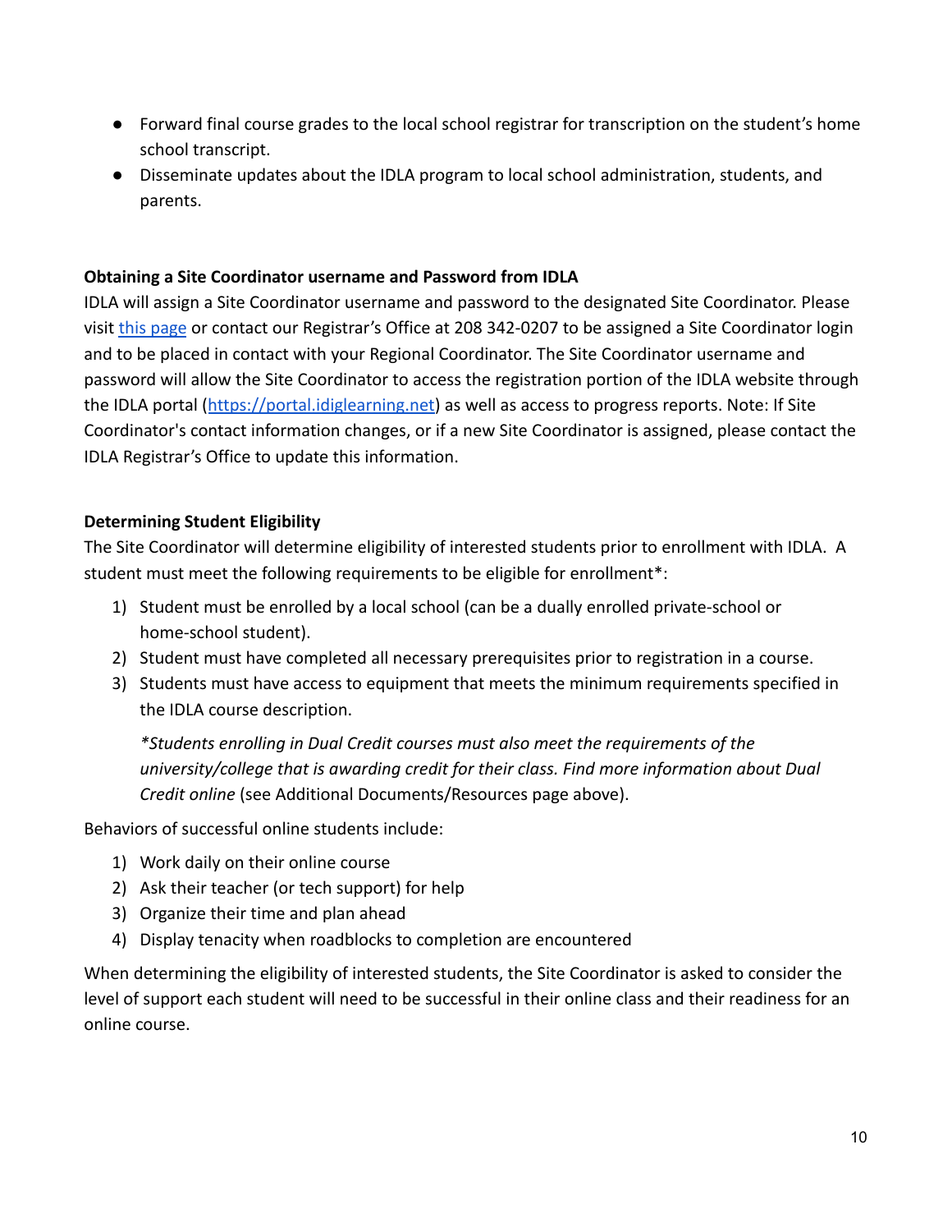- Forward final course grades to the local school registrar for transcription on the student's home school transcript.
- Disseminate updates about the IDLA program to local school administration, students, and parents.

**Obtaining a Site Coordinator username and Password from IDLA**

IDLA will assign a Site Coordinator username and password to the designated Site Coordinator. Please visit this page or contact our Registrar's Office at 208 342-0207 to be assigned a Site Coordinator login and to be placed in contact with your Regional Coordinator. The Site Coordinator username and password will allow the Site Coordinator to access the registration portion of the IDLA website through the IDLA portal (https://portal.idiglearning.net) as well as access to progress reports. Note: If Site Coordinator's contact information changes, or if a new Site Coordinator is assigned, please contact the IDLA Registrar's Office to update this information.

**Determining Student Eligibility**

The Site Coordinator will determine eligibility of interested students prior to enrollment with IDLA. A student must meet the following requirements to be eligible for enrollment*:

1) Student must be enrolled by a local school (can be a dually enrolled private-school or home-school student).
2) Student must have completed all necessary prerequisites prior to registration in a course.
3) Students must have access to equipment that meets the minimum requirements specified in the IDLA course description.

   *\*Students enrolling in Dual Credit courses must also meet the requirements of the university/college that is awarding credit for their class. Find more information about Dual Credit online* (see Additional Documents/Resources page above).

Behaviors of successful online students include:

1) Work daily on their online course
2) Ask their teacher (or tech support) for help
3) Organize their time and plan ahead
4) Display tenacity when roadblocks to completion are encountered

When determining the eligibility of interested students, the Site Coordinator is asked to consider the level of support each student will need to be successful in their online class and their readiness for an online course.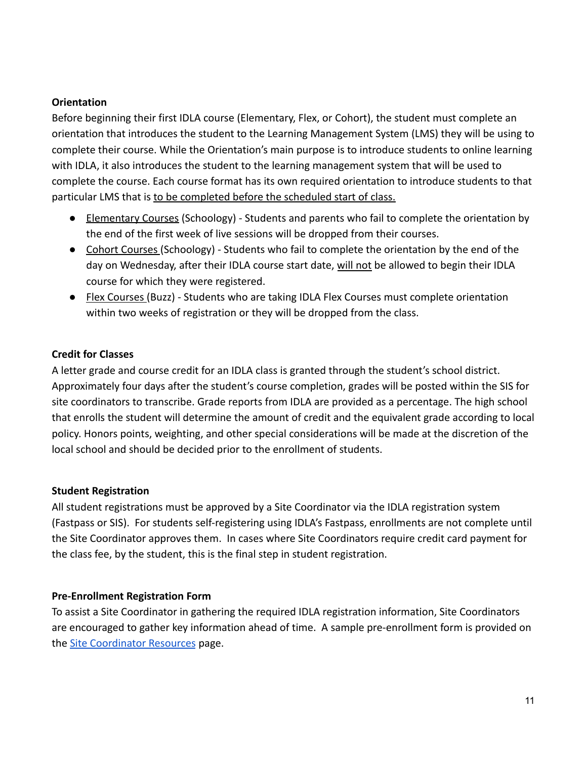**Orientation**

Before beginning their first IDLA course (Elementary, Flex, or Cohort), the student must complete an orientation that introduces the student to the Learning Management System (LMS) they will be using to complete their course. While the Orientation's main purpose is to introduce students to online learning with IDLA, it also introduces the student to the learning management system that will be used to complete the course. Each course format has its own required orientation to introduce students to that particular LMS that is to be completed before the scheduled start of class.

- Elementary Courses (Schoology) - Students and parents who fail to complete the orientation by the end of the first week of live sessions will be dropped from their courses.
- Cohort Courses (Schoology) - Students who fail to complete the orientation by the end of the day on Wednesday, after their IDLA course start date, will not be allowed to begin their IDLA course for which they were registered.
- Flex Courses (Buzz) - Students who are taking IDLA Flex Courses must complete orientation within two weeks of registration or they will be dropped from the class.

**Credit for Classes**

A letter grade and course credit for an IDLA class is granted through the student's school district. Approximately four days after the student's course completion, grades will be posted within the SIS for site coordinators to transcribe. Grade reports from IDLA are provided as a percentage. The high school that enrolls the student will determine the amount of credit and the equivalent grade according to local policy. Honors points, weighting, and other special considerations will be made at the discretion of the local school and should be decided prior to the enrollment of students.

**Student Registration**

All student registrations must be approved by a Site Coordinator via the IDLA registration system (Fastpass or SIS). For students self-registering using IDLA's Fastpass, enrollments are not complete until the Site Coordinator approves them. In cases where Site Coordinators require credit card payment for the class fee, by the student, this is the final step in student registration.

**Pre-Enrollment Registration Form**

To assist a Site Coordinator in gathering the required IDLA registration information, Site Coordinators are encouraged to gather key information ahead of time. A sample pre-enrollment form is provided on the Site Coordinator Resources page.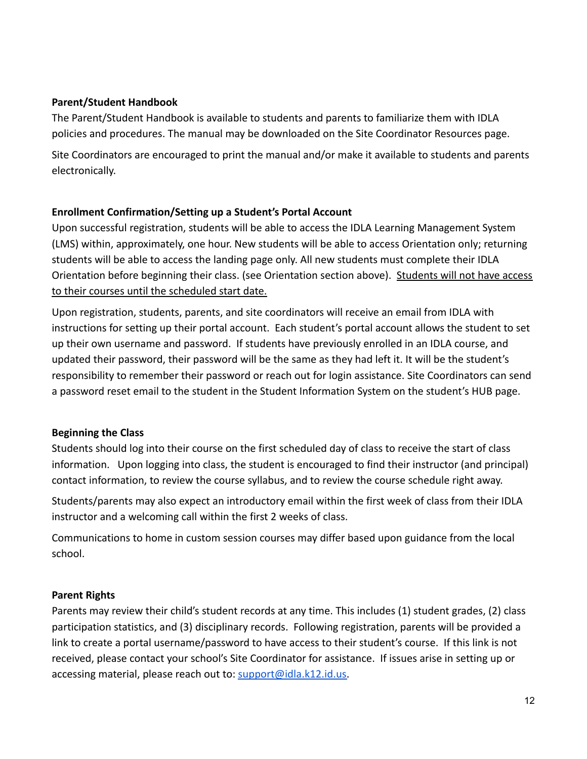**Parent/Student Handbook**

The Parent/Student Handbook is available to students and parents to familiarize them with IDLA policies and procedures. The manual may be downloaded on the Site Coordinator Resources page.

Site Coordinators are encouraged to print the manual and/or make it available to students and parents electronically.

**Enrollment Confirmation/Setting up a Student's Portal Account**

Upon successful registration, students will be able to access the IDLA Learning Management System (LMS) within, approximately, one hour. New students will be able to access Orientation only; returning students will be able to access the landing page only. All new students must complete their IDLA Orientation before beginning their class. (see Orientation section above). <u>Students will not have access to their courses until the scheduled start date.</u>

Upon registration, students, parents, and site coordinators will receive an email from IDLA with instructions for setting up their portal account. Each student's portal account allows the student to set up their own username and password. If students have previously enrolled in an IDLA course, and updated their password, their password will be the same as they had left it. It will be the student's responsibility to remember their password or reach out for login assistance. Site Coordinators can send a password reset email to the student in the Student Information System on the student's HUB page.

**Beginning the Class**

Students should log into their course on the first scheduled day of class to receive the start of class information. Upon logging into class, the student is encouraged to find their instructor (and principal) contact information, to review the course syllabus, and to review the course schedule right away.

Students/parents may also expect an introductory email within the first week of class from their IDLA instructor and a welcoming call within the first 2 weeks of class.

Communications to home in custom session courses may differ based upon guidance from the local school.

**Parent Rights**

Parents may review their child's student records at any time. This includes (1) student grades, (2) class participation statistics, and (3) disciplinary records. Following registration, parents will be provided a link to create a portal username/password to have access to their student's course. If this link is not received, please contact your school's Site Coordinator for assistance. If issues arise in setting up or accessing material, please reach out to: support@idla.k12.id.us.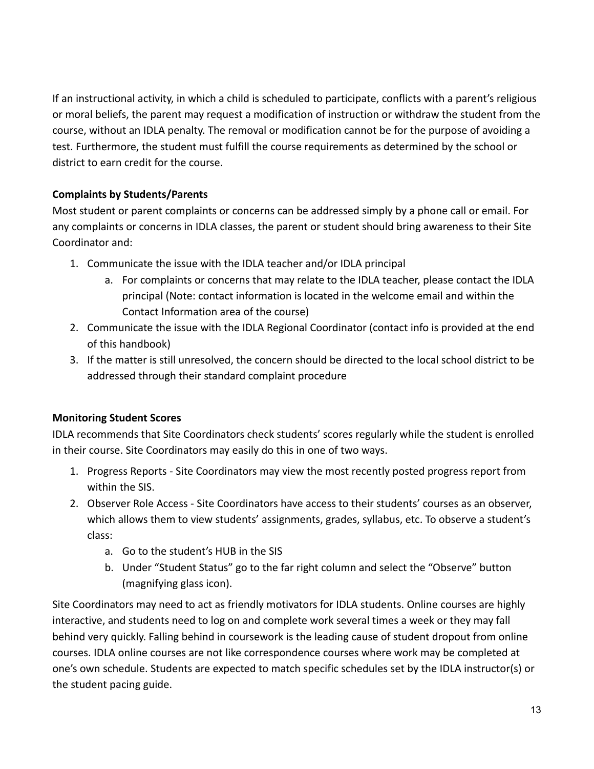If an instructional activity, in which a child is scheduled to participate, conflicts with a parent's religious or moral beliefs, the parent may request a modification of instruction or withdraw the student from the course, without an IDLA penalty. The removal or modification cannot be for the purpose of avoiding a test. Furthermore, the student must fulfill the course requirements as determined by the school or district to earn credit for the course.

**Complaints by Students/Parents**

Most student or parent complaints or concerns can be addressed simply by a phone call or email. For any complaints or concerns in IDLA classes, the parent or student should bring awareness to their Site Coordinator and:

1. Communicate the issue with the IDLA teacher and/or IDLA principal
    a. For complaints or concerns that may relate to the IDLA teacher, please contact the IDLA principal (Note: contact information is located in the welcome email and within the Contact Information area of the course)
2. Communicate the issue with the IDLA Regional Coordinator (contact info is provided at the end of this handbook)
3. If the matter is still unresolved, the concern should be directed to the local school district to be addressed through their standard complaint procedure

**Monitoring Student Scores**

IDLA recommends that Site Coordinators check students' scores regularly while the student is enrolled in their course. Site Coordinators may easily do this in one of two ways.

1. Progress Reports - Site Coordinators may view the most recently posted progress report from within the SIS.
2. Observer Role Access - Site Coordinators have access to their students' courses as an observer, which allows them to view students' assignments, grades, syllabus, etc. To observe a student's class:
    a. Go to the student's HUB in the SIS
    b. Under "Student Status" go to the far right column and select the "Observe" button (magnifying glass icon).

Site Coordinators may need to act as friendly motivators for IDLA students. Online courses are highly interactive, and students need to log on and complete work several times a week or they may fall behind very quickly. Falling behind in coursework is the leading cause of student dropout from online courses. IDLA online courses are not like correspondence courses where work may be completed at one's own schedule. Students are expected to match specific schedules set by the IDLA instructor(s) or the student pacing guide.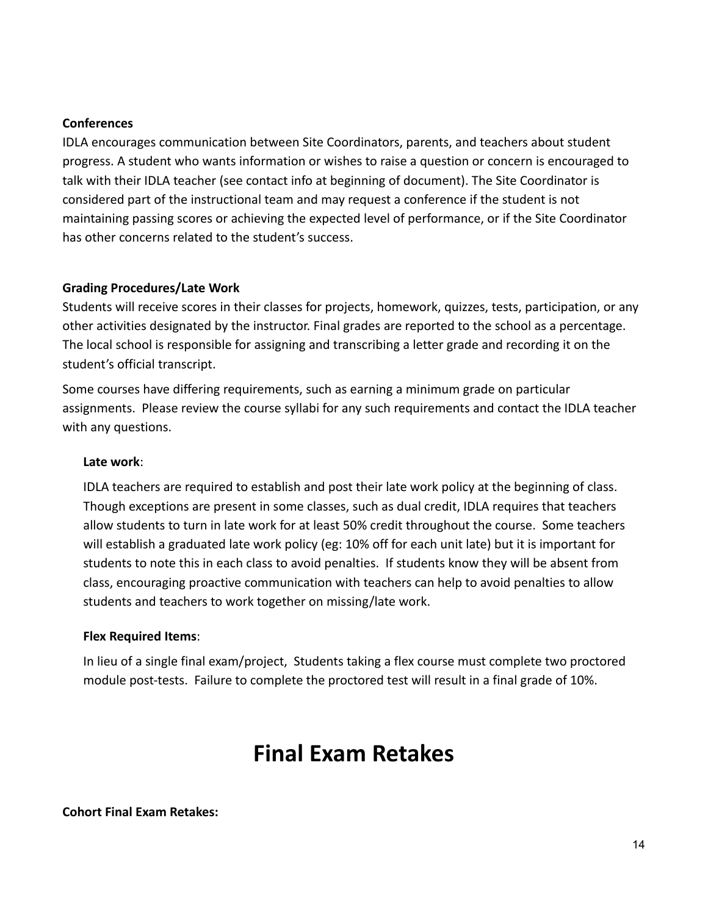**Conferences**

IDLA encourages communication between Site Coordinators, parents, and teachers about student progress. A student who wants information or wishes to raise a question or concern is encouraged to talk with their IDLA teacher (see contact info at beginning of document). The Site Coordinator is considered part of the instructional team and may request a conference if the student is not maintaining passing scores or achieving the expected level of performance, or if the Site Coordinator has other concerns related to the student's success.

**Grading Procedures/Late Work**

Students will receive scores in their classes for projects, homework, quizzes, tests, participation, or any other activities designated by the instructor. Final grades are reported to the school as a percentage. The local school is responsible for assigning and transcribing a letter grade and recording it on the student's official transcript.

Some courses have differing requirements, such as earning a minimum grade on particular assignments. Please review the course syllabi for any such requirements and contact the IDLA teacher with any questions.

**Late work**:

IDLA teachers are required to establish and post their late work policy at the beginning of class. Though exceptions are present in some classes, such as dual credit, IDLA requires that teachers allow students to turn in late work for at least 50% credit throughout the course. Some teachers will establish a graduated late work policy (eg: 10% off for each unit late) but it is important for students to note this in each class to avoid penalties. If students know they will be absent from class, encouraging proactive communication with teachers can help to avoid penalties to allow students and teachers to work together on missing/late work.

**Flex Required Items**:

In lieu of a single final exam/project, Students taking a flex course must complete two proctored module post-tests. Failure to complete the proctored test will result in a final grade of 10%.

# Final Exam Retakes

**Cohort Final Exam Retakes:**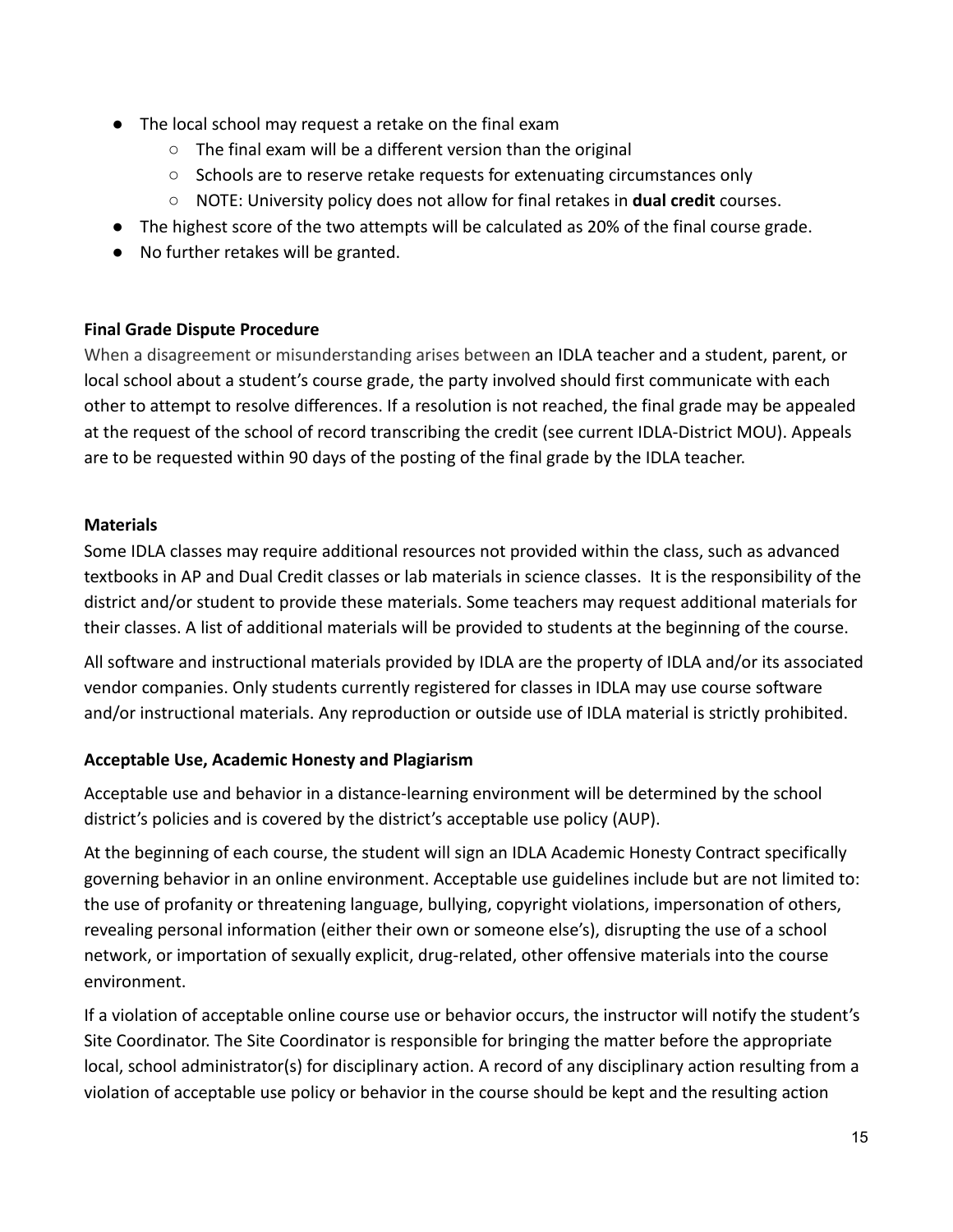- The local school may request a retake on the final exam
  - The final exam will be a different version than the original
  - Schools are to reserve retake requests for extenuating circumstances only
  - NOTE: University policy does not allow for final retakes in **dual credit** courses.
- The highest score of the two attempts will be calculated as 20% of the final course grade.
- No further retakes will be granted.

**Final Grade Dispute Procedure**

When a disagreement or misunderstanding arises between an IDLA teacher and a student, parent, or local school about a student's course grade, the party involved should first communicate with each other to attempt to resolve differences. If a resolution is not reached, the final grade may be appealed at the request of the school of record transcribing the credit (see current IDLA-District MOU). Appeals are to be requested within 90 days of the posting of the final grade by the IDLA teacher.

**Materials**

Some IDLA classes may require additional resources not provided within the class, such as advanced textbooks in AP and Dual Credit classes or lab materials in science classes. It is the responsibility of the district and/or student to provide these materials. Some teachers may request additional materials for their classes. A list of additional materials will be provided to students at the beginning of the course.

All software and instructional materials provided by IDLA are the property of IDLA and/or its associated vendor companies. Only students currently registered for classes in IDLA may use course software and/or instructional materials. Any reproduction or outside use of IDLA material is strictly prohibited.

**Acceptable Use, Academic Honesty and Plagiarism**

Acceptable use and behavior in a distance-learning environment will be determined by the school district's policies and is covered by the district's acceptable use policy (AUP).

At the beginning of each course, the student will sign an IDLA Academic Honesty Contract specifically governing behavior in an online environment. Acceptable use guidelines include but are not limited to: the use of profanity or threatening language, bullying, copyright violations, impersonation of others, revealing personal information (either their own or someone else's), disrupting the use of a school network, or importation of sexually explicit, drug-related, other offensive materials into the course environment.

If a violation of acceptable online course use or behavior occurs, the instructor will notify the student's Site Coordinator. The Site Coordinator is responsible for bringing the matter before the appropriate local, school administrator(s) for disciplinary action. A record of any disciplinary action resulting from a violation of acceptable use policy or behavior in the course should be kept and the resulting action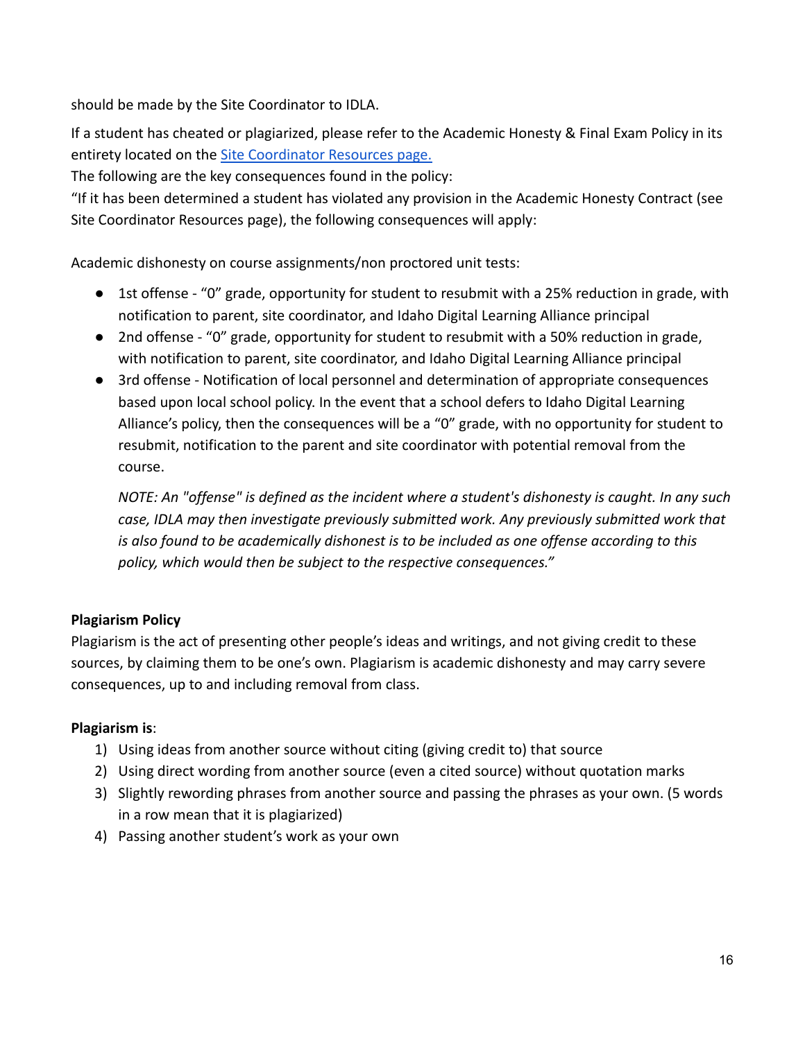should be made by the Site Coordinator to IDLA.

If a student has cheated or plagiarized, please refer to the Academic Honesty & Final Exam Policy in its entirety located on the [Site Coordinator Resources page.]()

The following are the key consequences found in the policy:

"If it has been determined a student has violated any provision in the Academic Honesty Contract (see Site Coordinator Resources page), the following consequences will apply:

Academic dishonesty on course assignments/non proctored unit tests:

- 1st offense - "0" grade, opportunity for student to resubmit with a 25% reduction in grade, with notification to parent, site coordinator, and Idaho Digital Learning Alliance principal
- 2nd offense - "0" grade, opportunity for student to resubmit with a 50% reduction in grade, with notification to parent, site coordinator, and Idaho Digital Learning Alliance principal
- 3rd offense - Notification of local personnel and determination of appropriate consequences based upon local school policy. In the event that a school defers to Idaho Digital Learning Alliance's policy, then the consequences will be a "0" grade, with no opportunity for student to resubmit, notification to the parent and site coordinator with potential removal from the course.

  *NOTE: An "offense" is defined as the incident where a student's dishonesty is caught. In any such case, IDLA may then investigate previously submitted work. Any previously submitted work that is also found to be academically dishonest is to be included as one offense according to this policy, which would then be subject to the respective consequences."*

**Plagiarism Policy**

Plagiarism is the act of presenting other people's ideas and writings, and not giving credit to these sources, by claiming them to be one's own. Plagiarism is academic dishonesty and may carry severe consequences, up to and including removal from class.

**Plagiarism is**:

1) Using ideas from another source without citing (giving credit to) that source
2) Using direct wording from another source (even a cited source) without quotation marks
3) Slightly rewording phrases from another source and passing the phrases as your own. (5 words in a row mean that it is plagiarized)
4) Passing another student's work as your own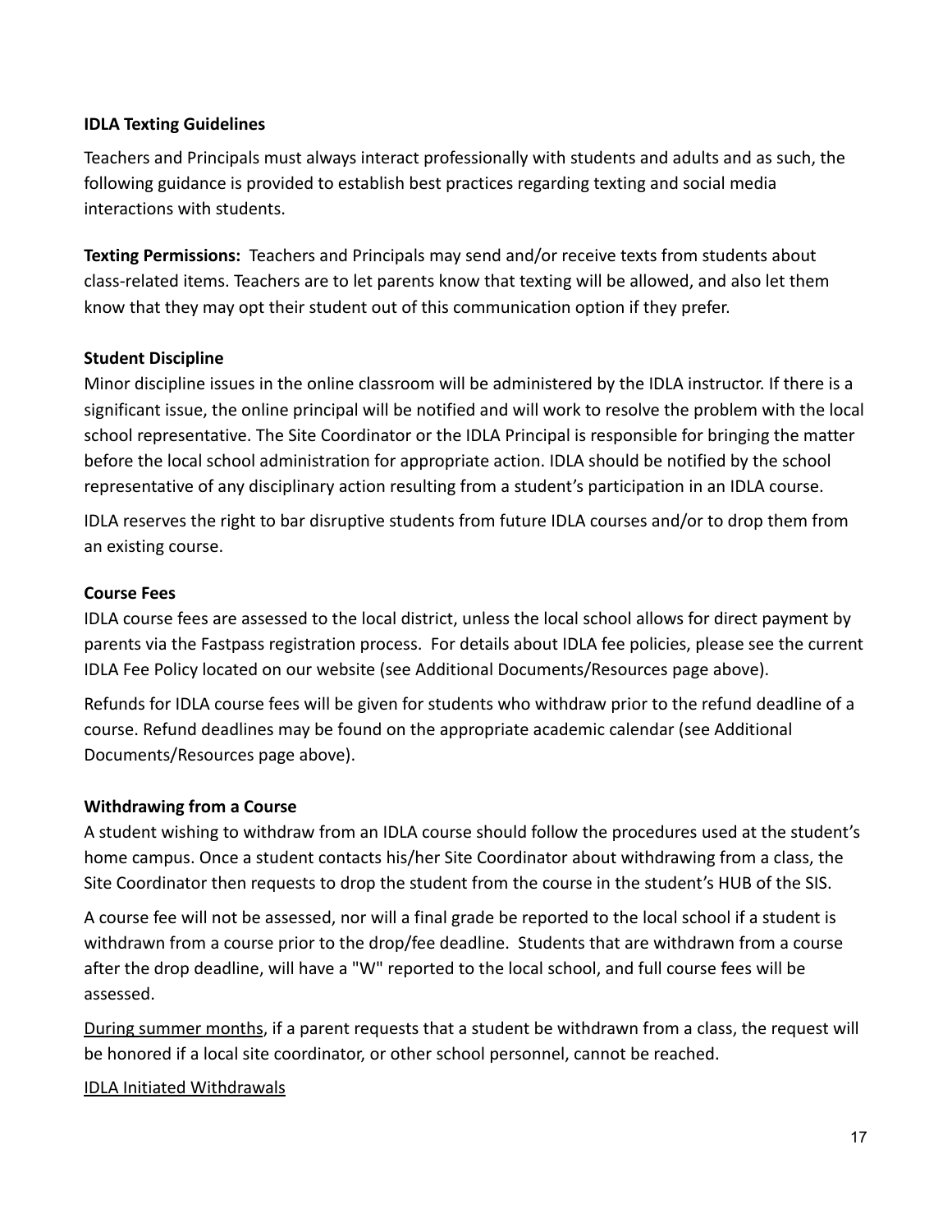**IDLA Texting Guidelines**

Teachers and Principals must always interact professionally with students and adults and as such, the following guidance is provided to establish best practices regarding texting and social media interactions with students.

**Texting Permissions:** Teachers and Principals may send and/or receive texts from students about class-related items. Teachers are to let parents know that texting will be allowed, and also let them know that they may opt their student out of this communication option if they prefer.

**Student Discipline**

Minor discipline issues in the online classroom will be administered by the IDLA instructor. If there is a significant issue, the online principal will be notified and will work to resolve the problem with the local school representative. The Site Coordinator or the IDLA Principal is responsible for bringing the matter before the local school administration for appropriate action. IDLA should be notified by the school representative of any disciplinary action resulting from a student's participation in an IDLA course.

IDLA reserves the right to bar disruptive students from future IDLA courses and/or to drop them from an existing course.

**Course Fees**

IDLA course fees are assessed to the local district, unless the local school allows for direct payment by parents via the Fastpass registration process. For details about IDLA fee policies, please see the current IDLA Fee Policy located on our website (see Additional Documents/Resources page above).

Refunds for IDLA course fees will be given for students who withdraw prior to the refund deadline of a course. Refund deadlines may be found on the appropriate academic calendar (see Additional Documents/Resources page above).

**Withdrawing from a Course**

A student wishing to withdraw from an IDLA course should follow the procedures used at the student's home campus. Once a student contacts his/her Site Coordinator about withdrawing from a class, the Site Coordinator then requests to drop the student from the course in the student's HUB of the SIS.

A course fee will not be assessed, nor will a final grade be reported to the local school if a student is withdrawn from a course prior to the drop/fee deadline. Students that are withdrawn from a course after the drop deadline, will have a "W" reported to the local school, and full course fees will be assessed.

<u>During summer months</u>, if a parent requests that a student be withdrawn from a class, the request will be honored if a local site coordinator, or other school personnel, cannot be reached.

<u>IDLA Initiated Withdrawals</u>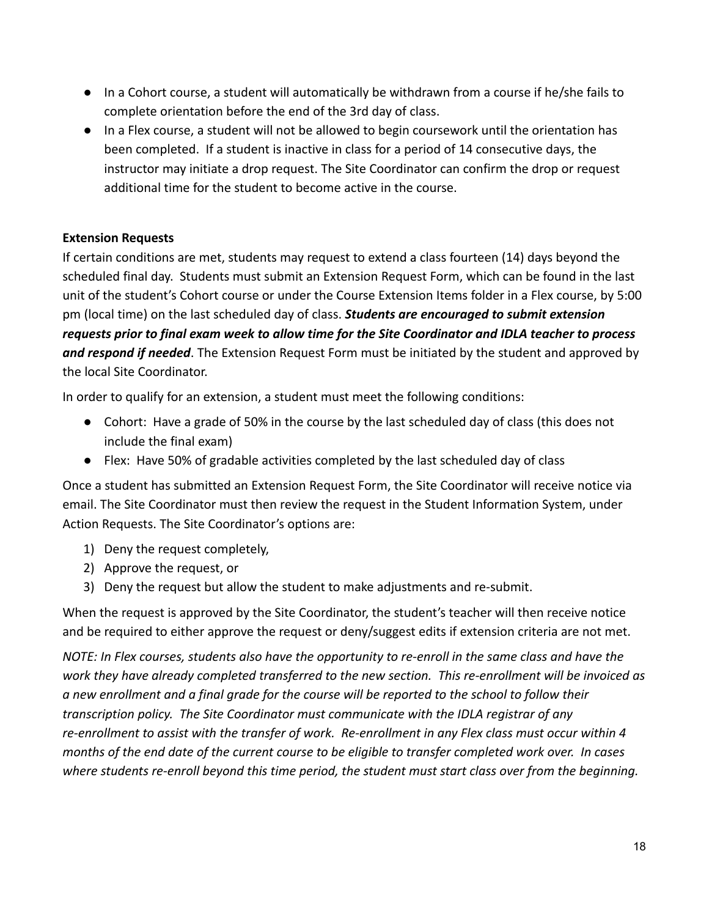- In a Cohort course, a student will automatically be withdrawn from a course if he/she fails to complete orientation before the end of the 3rd day of class.
- In a Flex course, a student will not be allowed to begin coursework until the orientation has been completed. If a student is inactive in class for a period of 14 consecutive days, the instructor may initiate a drop request. The Site Coordinator can confirm the drop or request additional time for the student to become active in the course.

**Extension Requests**

If certain conditions are met, students may request to extend a class fourteen (14) days beyond the scheduled final day. Students must submit an Extension Request Form, which can be found in the last unit of the student's Cohort course or under the Course Extension Items folder in a Flex course, by 5:00 pm (local time) on the last scheduled day of class. ***Students are encouraged to submit extension requests prior to final exam week to allow time for the Site Coordinator and IDLA teacher to process and respond if needed***. The Extension Request Form must be initiated by the student and approved by the local Site Coordinator.

In order to qualify for an extension, a student must meet the following conditions:

- Cohort: Have a grade of 50% in the course by the last scheduled day of class (this does not include the final exam)
- Flex: Have 50% of gradable activities completed by the last scheduled day of class

Once a student has submitted an Extension Request Form, the Site Coordinator will receive notice via email. The Site Coordinator must then review the request in the Student Information System, under Action Requests. The Site Coordinator's options are:

1) Deny the request completely,
2) Approve the request, or
3) Deny the request but allow the student to make adjustments and re-submit.

When the request is approved by the Site Coordinator, the student's teacher will then receive notice and be required to either approve the request or deny/suggest edits if extension criteria are not met.

*NOTE: In Flex courses, students also have the opportunity to re-enroll in the same class and have the work they have already completed transferred to the new section. This re-enrollment will be invoiced as a new enrollment and a final grade for the course will be reported to the school to follow their transcription policy. The Site Coordinator must communicate with the IDLA registrar of any re-enrollment to assist with the transfer of work. Re-enrollment in any Flex class must occur within 4 months of the end date of the current course to be eligible to transfer completed work over. In cases where students re-enroll beyond this time period, the student must start class over from the beginning.*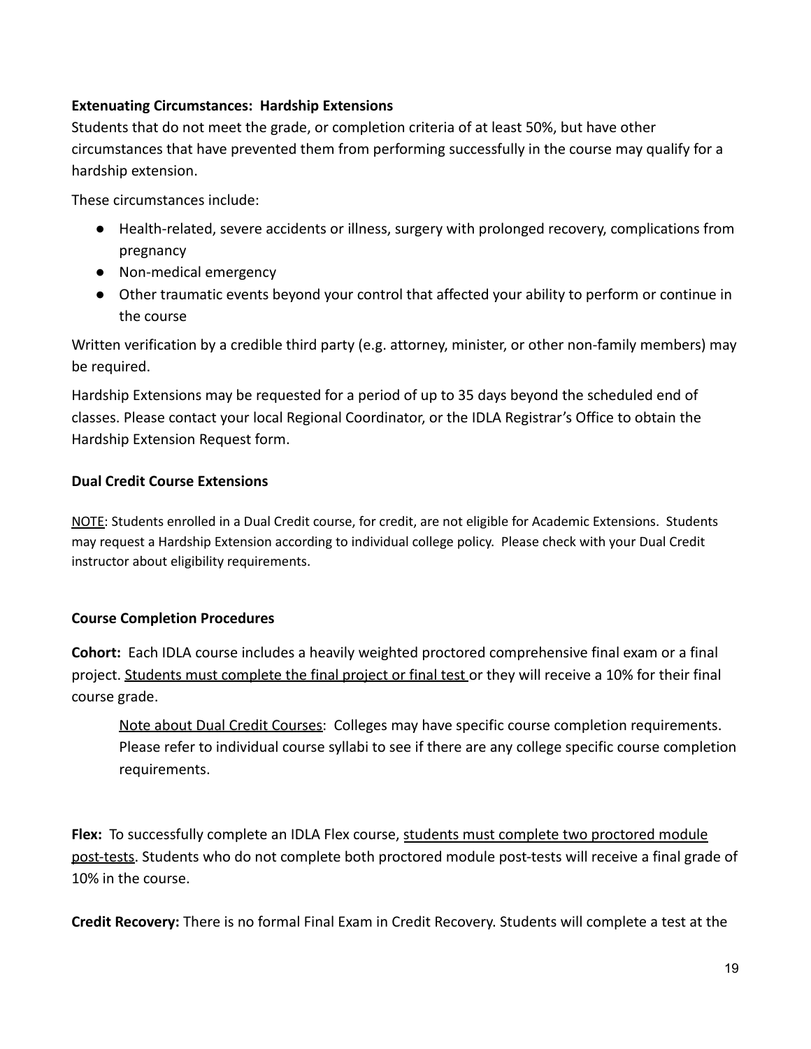**Extenuating Circumstances: Hardship Extensions**

Students that do not meet the grade, or completion criteria of at least 50%, but have other circumstances that have prevented them from performing successfully in the course may qualify for a hardship extension.

These circumstances include:

- Health-related, severe accidents or illness, surgery with prolonged recovery, complications from pregnancy
- Non-medical emergency
- Other traumatic events beyond your control that affected your ability to perform or continue in the course

Written verification by a credible third party (e.g. attorney, minister, or other non-family members) may be required.

Hardship Extensions may be requested for a period of up to 35 days beyond the scheduled end of classes. Please contact your local Regional Coordinator, or the IDLA Registrar's Office to obtain the Hardship Extension Request form.

**Dual Credit Course Extensions**

NOTE: Students enrolled in a Dual Credit course, for credit, are not eligible for Academic Extensions. Students may request a Hardship Extension according to individual college policy. Please check with your Dual Credit instructor about eligibility requirements.

**Course Completion Procedures**

**Cohort:** Each IDLA course includes a heavily weighted proctored comprehensive final exam or a final project. Students must complete the final project or final test or they will receive a 10% for their final course grade.

> Note about Dual Credit Courses: Colleges may have specific course completion requirements. Please refer to individual course syllabi to see if there are any college specific course completion requirements.

**Flex:** To successfully complete an IDLA Flex course, students must complete two proctored module post-tests. Students who do not complete both proctored module post-tests will receive a final grade of 10% in the course.

**Credit Recovery:** There is no formal Final Exam in Credit Recovery. Students will complete a test at the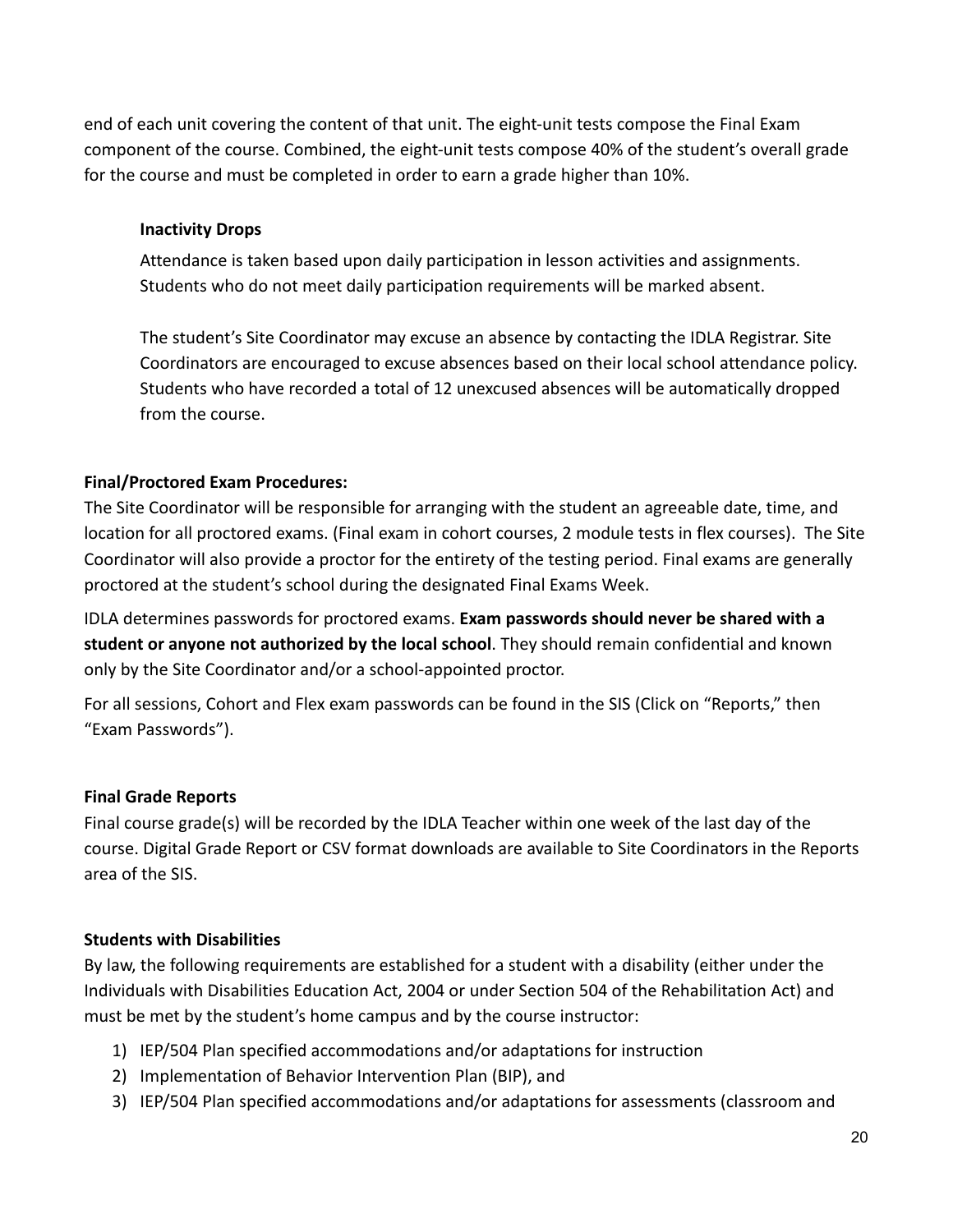end of each unit covering the content of that unit. The eight-unit tests compose the Final Exam component of the course. Combined, the eight-unit tests compose 40% of the student's overall grade for the course and must be completed in order to earn a grade higher than 10%.

#### Inactivity Drops

Attendance is taken based upon daily participation in lesson activities and assignments. Students who do not meet daily participation requirements will be marked absent.

The student's Site Coordinator may excuse an absence by contacting the IDLA Registrar. Site Coordinators are encouraged to excuse absences based on their local school attendance policy. Students who have recorded a total of 12 unexcused absences will be automatically dropped from the course.

### Final/Proctored Exam Procedures:

The Site Coordinator will be responsible for arranging with the student an agreeable date, time, and location for all proctored exams. (Final exam in cohort courses, 2 module tests in flex courses). The Site Coordinator will also provide a proctor for the entirety of the testing period. Final exams are generally proctored at the student's school during the designated Final Exams Week.

IDLA determines passwords for proctored exams. **Exam passwords should never be shared with a student or anyone not authorized by the local school**. They should remain confidential and known only by the Site Coordinator and/or a school-appointed proctor.

For all sessions, Cohort and Flex exam passwords can be found in the SIS (Click on "Reports," then "Exam Passwords").

### Final Grade Reports

Final course grade(s) will be recorded by the IDLA Teacher within one week of the last day of the course. Digital Grade Report or CSV format downloads are available to Site Coordinators in the Reports area of the SIS.

### Students with Disabilities

By law, the following requirements are established for a student with a disability (either under the Individuals with Disabilities Education Act, 2004 or under Section 504 of the Rehabilitation Act) and must be met by the student's home campus and by the course instructor:

1) IEP/504 Plan specified accommodations and/or adaptations for instruction
2) Implementation of Behavior Intervention Plan (BIP), and
3) IEP/504 Plan specified accommodations and/or adaptations for assessments (classroom and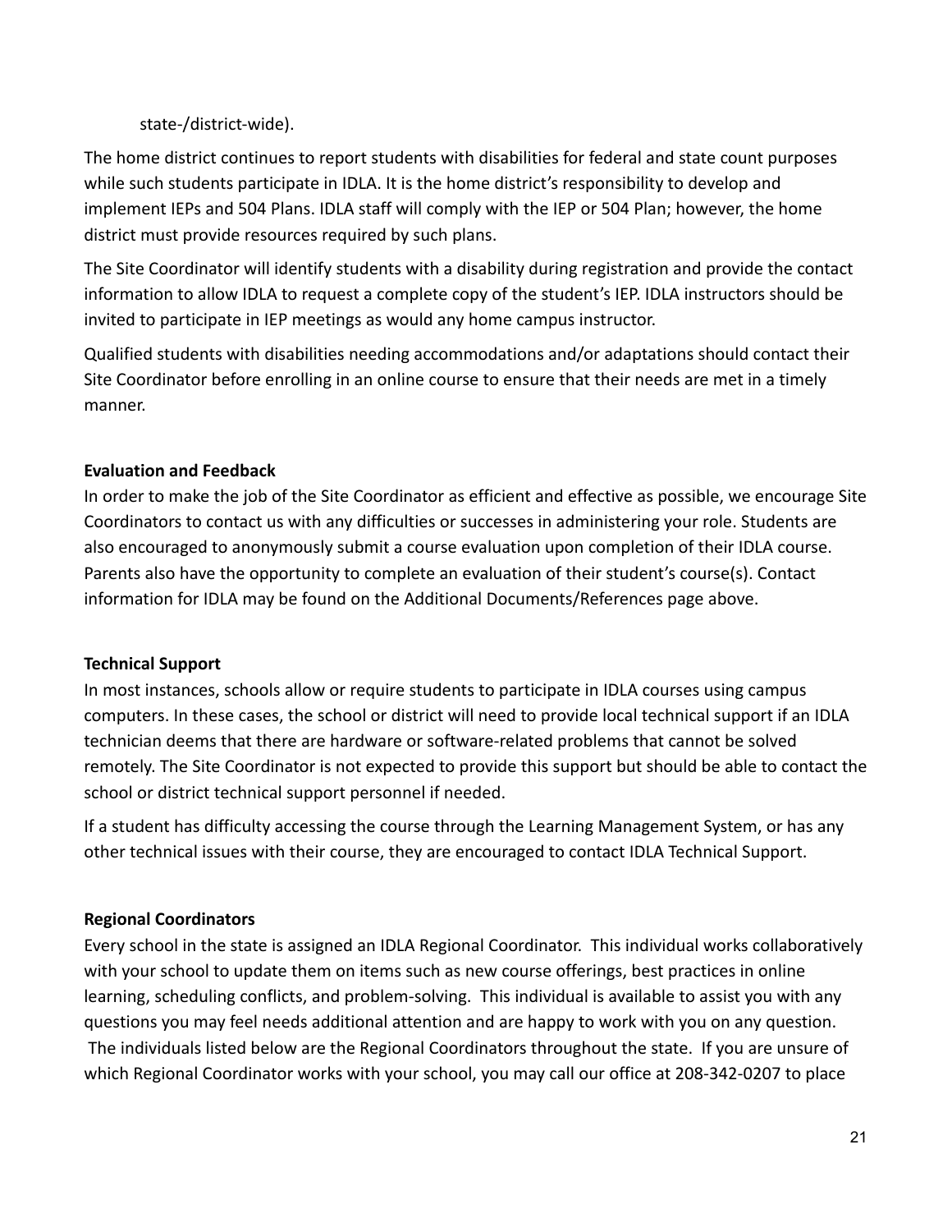state-/district-wide).

The home district continues to report students with disabilities for federal and state count purposes while such students participate in IDLA. It is the home district's responsibility to develop and implement IEPs and 504 Plans. IDLA staff will comply with the IEP or 504 Plan; however, the home district must provide resources required by such plans.

The Site Coordinator will identify students with a disability during registration and provide the contact information to allow IDLA to request a complete copy of the student's IEP. IDLA instructors should be invited to participate in IEP meetings as would any home campus instructor.

Qualified students with disabilities needing accommodations and/or adaptations should contact their Site Coordinator before enrolling in an online course to ensure that their needs are met in a timely manner.

**Evaluation and Feedback**

In order to make the job of the Site Coordinator as efficient and effective as possible, we encourage Site Coordinators to contact us with any difficulties or successes in administering your role. Students are also encouraged to anonymously submit a course evaluation upon completion of their IDLA course. Parents also have the opportunity to complete an evaluation of their student's course(s). Contact information for IDLA may be found on the Additional Documents/References page above.

**Technical Support**

In most instances, schools allow or require students to participate in IDLA courses using campus computers. In these cases, the school or district will need to provide local technical support if an IDLA technician deems that there are hardware or software-related problems that cannot be solved remotely. The Site Coordinator is not expected to provide this support but should be able to contact the school or district technical support personnel if needed.

If a student has difficulty accessing the course through the Learning Management System, or has any other technical issues with their course, they are encouraged to contact IDLA Technical Support.

**Regional Coordinators**

Every school in the state is assigned an IDLA Regional Coordinator. This individual works collaboratively with your school to update them on items such as new course offerings, best practices in online learning, scheduling conflicts, and problem-solving. This individual is available to assist you with any questions you may feel needs additional attention and are happy to work with you on any question. The individuals listed below are the Regional Coordinators throughout the state. If you are unsure of which Regional Coordinator works with your school, you may call our office at 208-342-0207 to place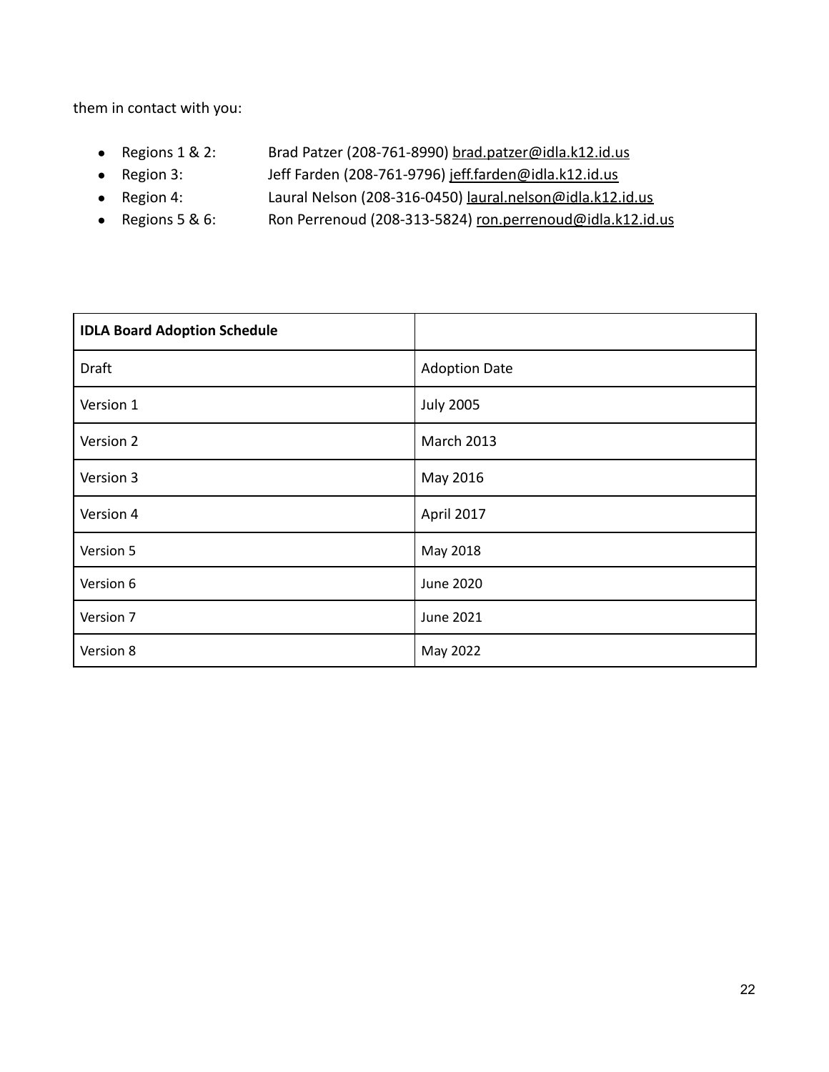them in contact with you:

- Regions 1 & 2: Brad Patzer (208-761-8990) brad.patzer@idla.k12.id.us
- Region 3: Jeff Farden (208-761-9796) jeff.farden@idla.k12.id.us
- Region 4: Laural Nelson (208-316-0450) laural.nelson@idla.k12.id.us
- Regions 5 & 6: Ron Perrenoud (208-313-5824) ron.perrenoud@idla.k12.id.us

| **IDLA Board Adoption Schedule** | |
|---|---|
| Draft | Adoption Date |
| Version 1 | July 2005 |
| Version 2 | March 2013 |
| Version 3 | May 2016 |
| Version 4 | April 2017 |
| Version 5 | May 2018 |
| Version 6 | June 2020 |
| Version 7 | June 2021 |
| Version 8 | May 2022 |